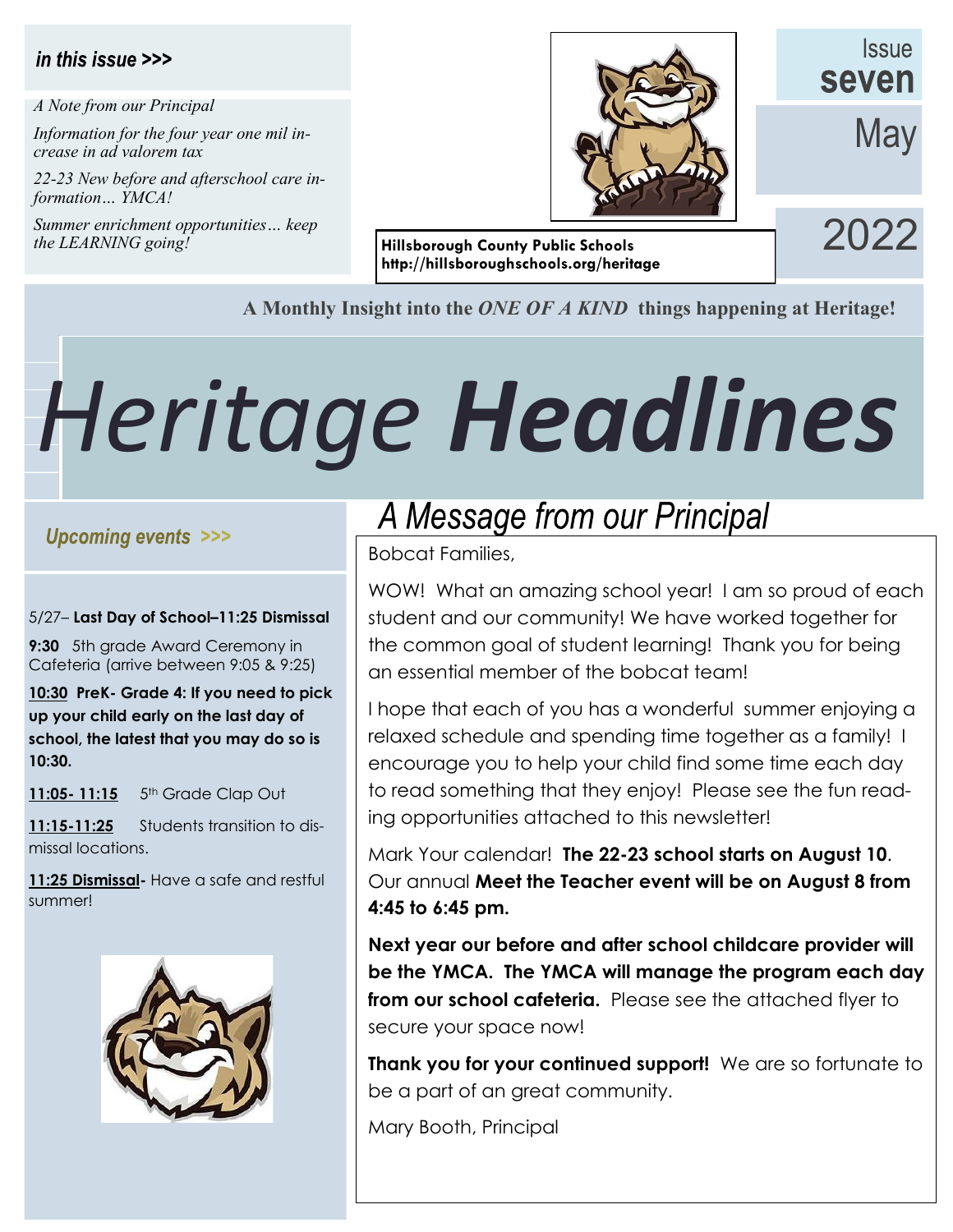*in this issue >>>*

*A Note from our Principal*

*Information for the four year one mil increase in ad valorem tax*

*22-23 New before and afterschool care information… YMCA!*

*Summer enrichment opportunities… keep the LEARNING going!*

**Hillsborough County Public Schools**
**http://hillsboroughschools.org/heritage**

Issue **seven**

May

2022

**A Monthly Insight into the *ONE OF A KIND* things happening at Heritage!**

# *Heritage* ***Headlines***

*Upcoming events >>>*

5/27– **Last Day of School–11:25 Dismissal**

**9:30** 5th grade Award Ceremony in Cafeteria (arrive between 9:05 & 9:25)

**10:30 PreK- Grade 4: If you need to pick up your child early on the last day of school, the latest that you may do so is 10:30.**

**11:05- 11:15** 5th Grade Clap Out

**11:15-11:25** Students transition to dismissal locations.

**11:25 Dismissal-** Have a safe and restful summer!

## *A Message from our Principal*

Bobcat Families,

WOW! What an amazing school year! I am so proud of each student and our community! We have worked together for the common goal of student learning! Thank you for being an essential member of the bobcat team!

I hope that each of you has a wonderful summer enjoying a relaxed schedule and spending time together as a family! I encourage you to help your child find some time each day to read something that they enjoy! Please see the fun reading opportunities attached to this newsletter!

Mark Your calendar! **The 22-23 school starts on August 10**. Our annual **Meet the Teacher event will be on August 8 from 4:45 to 6:45 pm.**

**Next year our before and after school childcare provider will be the YMCA. The YMCA will manage the program each day from our school cafeteria.** Please see the attached flyer to secure your space now!

**Thank you for your continued support!** We are so fortunate to be a part of an great community.

Mary Booth, Principal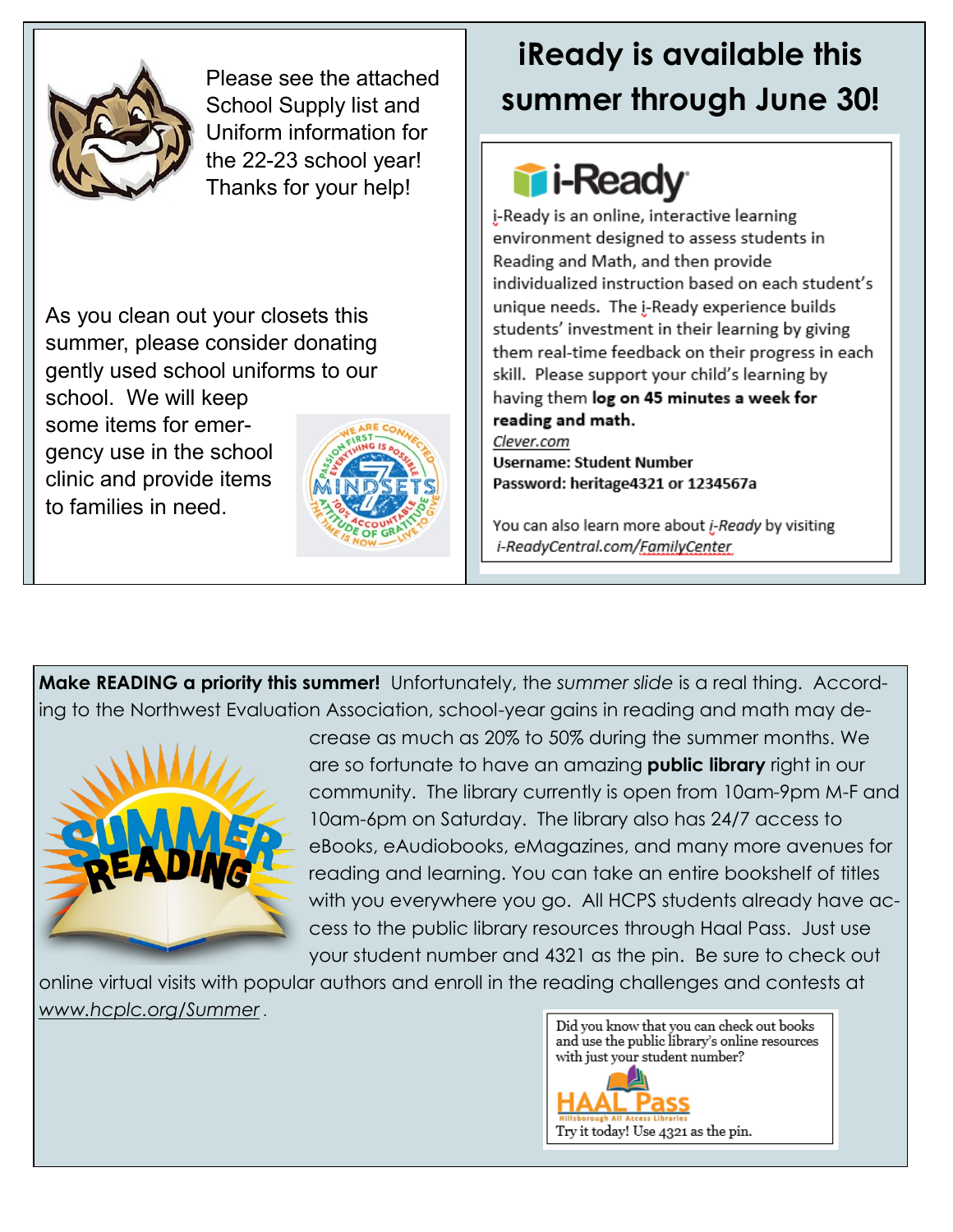Please see the attached School Supply list and Uniform information for the 22-23 school year! Thanks for your help!

As you clean out your closets this summer, please consider donating gently used school uniforms to our school. We will keep some items for emergency use in the school clinic and provide items to families in need.

WE ARE CONNECTED · EVERYTHING IS POSSIBLE · LIVE TO GIVE · ATTITUDE OF GRATITUDE · 100% ACCOUNTABLE · THE TIME IS NOW · PASSION FIRST

7 MINDSETS

## iReady is available this summer through June 30!

**i-Ready**

i-Ready is an online, interactive learning environment designed to assess students in Reading and Math, and then provide individualized instruction based on each student's unique needs. The i-Ready experience builds students' investment in their learning by giving them real-time feedback on their progress in each skill. Please support your child's learning by having them **log on 45 minutes a week for reading and math.**

Clever.com

**Username: Student Number**

**Password: heritage4321 or 1234567a**

You can also learn more about *i-Ready* by visiting *i-ReadyCentral.com/FamilyCenter*

---

SUMMER READING

**Make READING a priority this summer!** Unfortunately, the *summer slide* is a real thing. According to the Northwest Evaluation Association, school-year gains in reading and math may decrease as much as 20% to 50% during the summer months. We are so fortunate to have an amazing **public library** right in our community. The library currently is open from 10am-9pm M-F and 10am-6pm on Saturday. The library also has 24/7 access to eBooks, eAudiobooks, eMagazines, and many more avenues for reading and learning. You can take an entire bookshelf of titles with you everywhere you go. All HCPS students already have access to the public library resources through Haal Pass. Just use your student number and 4321 as the pin. Be sure to check out online virtual visits with popular authors and enroll in the reading challenges and contests at *www.hcplc.org/Summer* .

Did you know that you can check out books and use the public library's online resources with just your student number?

HAAL Pass
Hillsborough All Access Libraries

Try it today! Use 4321 as the pin.